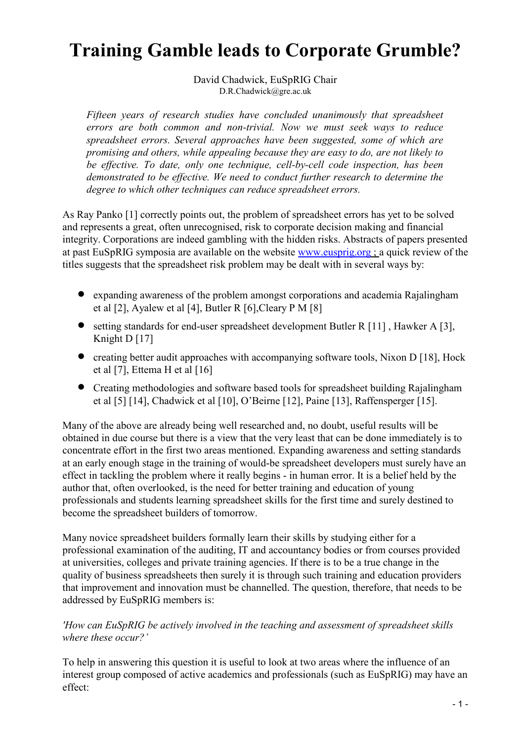# Training Gamble leads to Corporate Grumble?

David Chadwick, EuSpRIG Chair
D.R.Chadwick@gre.ac.uk

*Fifteen years of research studies have concluded unanimously that spreadsheet errors are both common and non-trivial. Now we must seek ways to reduce spreadsheet errors. Several approaches have been suggested, some of which are promising and others, while appealing because they are easy to do, are not likely to be effective. To date, only one technique, cell-by-cell code inspection, has been demonstrated to be effective. We need to conduct further research to determine the degree to which other techniques can reduce spreadsheet errors.*

As Ray Panko [1] correctly points out, the problem of spreadsheet errors has yet to be solved and represents a great, often unrecognised, risk to corporate decision making and financial integrity. Corporations are indeed gambling with the hidden risks. Abstracts of papers presented at past EuSpRIG symposia are available on the website www.eusprig.org ; a quick review of the titles suggests that the spreadsheet risk problem may be dealt with in several ways by:

- expanding awareness of the problem amongst corporations and academia Rajalingham et al [2], Ayalew et al [4], Butler R [6],Cleary P M [8]
- setting standards for end-user spreadsheet development Butler R [11] , Hawker A [3], Knight D [17]
- creating better audit approaches with accompanying software tools, Nixon D [18], Hock et al [7], Ettema H et al [16]
- Creating methodologies and software based tools for spreadsheet building Rajalingham et al [5] [14], Chadwick et al [10], O'Beirne [12], Paine [13], Raffensperger [15].

Many of the above are already being well researched and, no doubt, useful results will be obtained in due course but there is a view that the very least that can be done immediately is to concentrate effort in the first two areas mentioned. Expanding awareness and setting standards at an early enough stage in the training of would-be spreadsheet developers must surely have an effect in tackling the problem where it really begins - in human error. It is a belief held by the author that, often overlooked, is the need for better training and education of young professionals and students learning spreadsheet skills for the first time and surely destined to become the spreadsheet builders of tomorrow.

Many novice spreadsheet builders formally learn their skills by studying either for a professional examination of the auditing, IT and accountancy bodies or from courses provided at universities, colleges and private training agencies. If there is to be a true change in the quality of business spreadsheets then surely it is through such training and education providers that improvement and innovation must be channelled. The question, therefore, that needs to be addressed by EuSpRIG members is:

*'How can EuSpRIG be actively involved in the teaching and assessment of spreadsheet skills where these occur?'*

To help in answering this question it is useful to look at two areas where the influence of an interest group composed of active academics and professionals (such as EuSpRIG) may have an effect: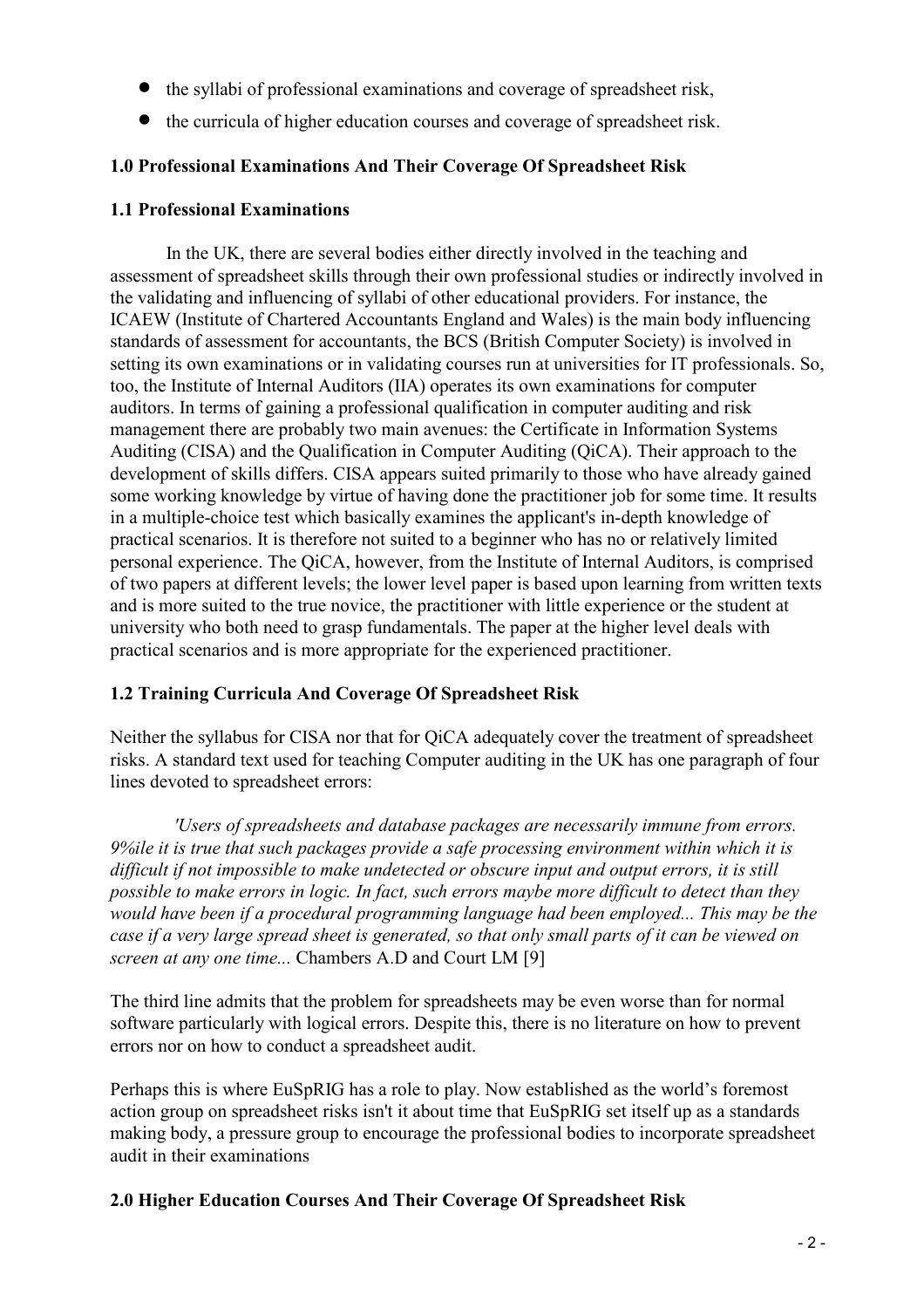- the syllabi of professional examinations and coverage of spreadsheet risk,
- the curricula of higher education courses and coverage of spreadsheet risk.

## 1.0 Professional Examinations And Their Coverage Of Spreadsheet Risk

### 1.1 Professional Examinations

In the UK, there are several bodies either directly involved in the teaching and assessment of spreadsheet skills through their own professional studies or indirectly involved in the validating and influencing of syllabi of other educational providers. For instance, the ICAEW (Institute of Chartered Accountants England and Wales) is the main body influencing standards of assessment for accountants, the BCS (British Computer Society) is involved in setting its own examinations or in validating courses run at universities for IT professionals. So, too, the Institute of Internal Auditors (IIA) operates its own examinations for computer auditors. In terms of gaining a professional qualification in computer auditing and risk management there are probably two main avenues: the Certificate in Information Systems Auditing (CISA) and the Qualification in Computer Auditing (QiCA). Their approach to the development of skills differs. CISA appears suited primarily to those who have already gained some working knowledge by virtue of having done the practitioner job for some time. It results in a multiple-choice test which basically examines the applicant's in-depth knowledge of practical scenarios. It is therefore not suited to a beginner who has no or relatively limited personal experience. The QiCA, however, from the Institute of Internal Auditors, is comprised of two papers at different levels; the lower level paper is based upon learning from written texts and is more suited to the true novice, the practitioner with little experience or the student at university who both need to grasp fundamentals. The paper at the higher level deals with practical scenarios and is more appropriate for the experienced practitioner.

### 1.2 Training Curricula And Coverage Of Spreadsheet Risk

Neither the syllabus for CISA nor that for QiCA adequately cover the treatment of spreadsheet risks. A standard text used for teaching Computer auditing in the UK has one paragraph of four lines devoted to spreadsheet errors:

> *'Users of spreadsheets and database packages are necessarily immune from errors. 9%ile it is true that such packages provide a safe processing environment within which it is difficult if not impossible to make undetected or obscure input and output errors, it is still possible to make errors in logic. In fact, such errors maybe more difficult to detect than they would have been if a procedural programming language had been employed... This may be the case if a very large spread sheet is generated, so that only small parts of it can be viewed on screen at any one time...* Chambers A.D and Court LM [9]

The third line admits that the problem for spreadsheets may be even worse than for normal software particularly with logical errors. Despite this, there is no literature on how to prevent errors nor on how to conduct a spreadsheet audit.

Perhaps this is where EuSpRIG has a role to play. Now established as the world's foremost action group on spreadsheet risks isn't it about time that EuSpRIG set itself up as a standards making body, a pressure group to encourage the professional bodies to incorporate spreadsheet audit in their examinations

## 2.0 Higher Education Courses And Their Coverage Of Spreadsheet Risk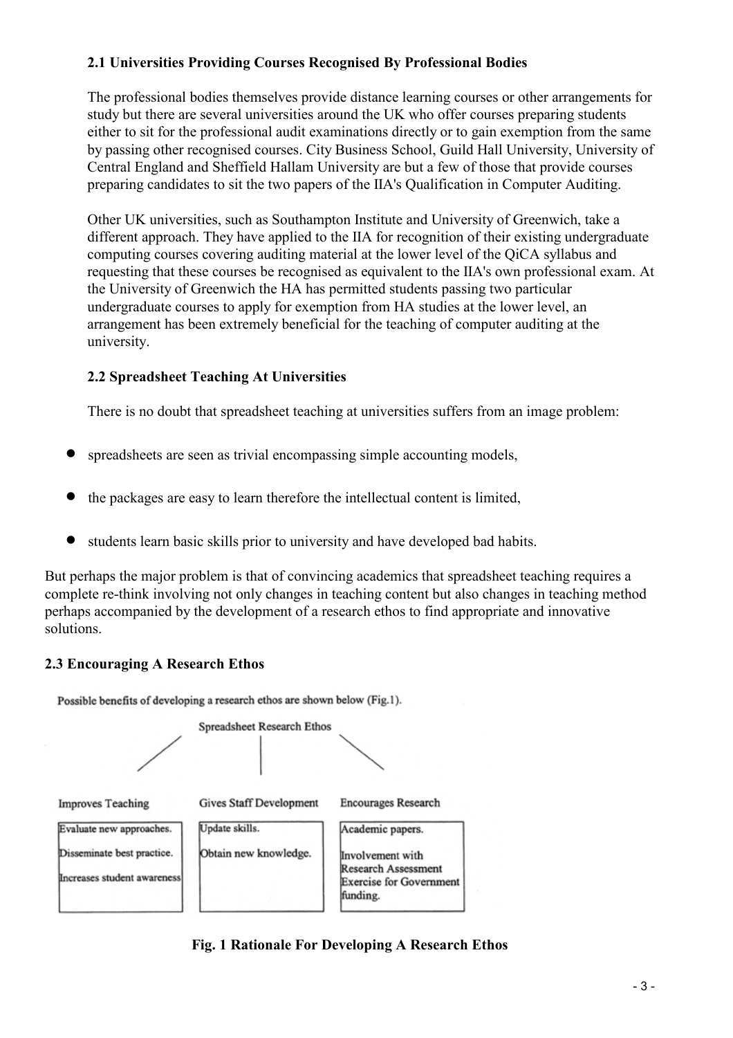### 2.1 Universities Providing Courses Recognised By Professional Bodies

The professional bodies themselves provide distance learning courses or other arrangements for study but there are several universities around the UK who offer courses preparing students either to sit for the professional audit examinations directly or to gain exemption from the same by passing other recognised courses. City Business School, Guild Hall University, University of Central England and Sheffield Hallam University are but a few of those that provide courses preparing candidates to sit the two papers of the IIA's Qualification in Computer Auditing.

Other UK universities, such as Southampton Institute and University of Greenwich, take a different approach. They have applied to the IIA for recognition of their existing undergraduate computing courses covering auditing material at the lower level of the QiCA syllabus and requesting that these courses be recognised as equivalent to the IIA's own professional exam. At the University of Greenwich the HA has permitted students passing two particular undergraduate courses to apply for exemption from HA studies at the lower level, an arrangement has been extremely beneficial for the teaching of computer auditing at the university.

### 2.2 Spreadsheet Teaching At Universities

There is no doubt that spreadsheet teaching at universities suffers from an image problem:

- spreadsheets are seen as trivial encompassing simple accounting models,
- the packages are easy to learn therefore the intellectual content is limited,
- students learn basic skills prior to university and have developed bad habits.

But perhaps the major problem is that of convincing academics that spreadsheet teaching requires a complete re-think involving not only changes in teaching content but also changes in teaching method perhaps accompanied by the development of a research ethos to find appropriate and innovative solutions.

### 2.3 Encouraging A Research Ethos

Possible benefits of developing a research ethos are shown below (Fig.1).

Spreadsheet Research Ethos

| Improves Teaching | Gives Staff Development | Encourages Research |
| --- | --- | --- |
| Evaluate new approaches. | Update skills. | Academic papers. |
| Disseminate best practice. | Obtain new knowledge. | Involvement with Research Assessment Exercise for Government funding. |
| Increases student awareness | | |

**Fig. 1 Rationale For Developing A Research Ethos**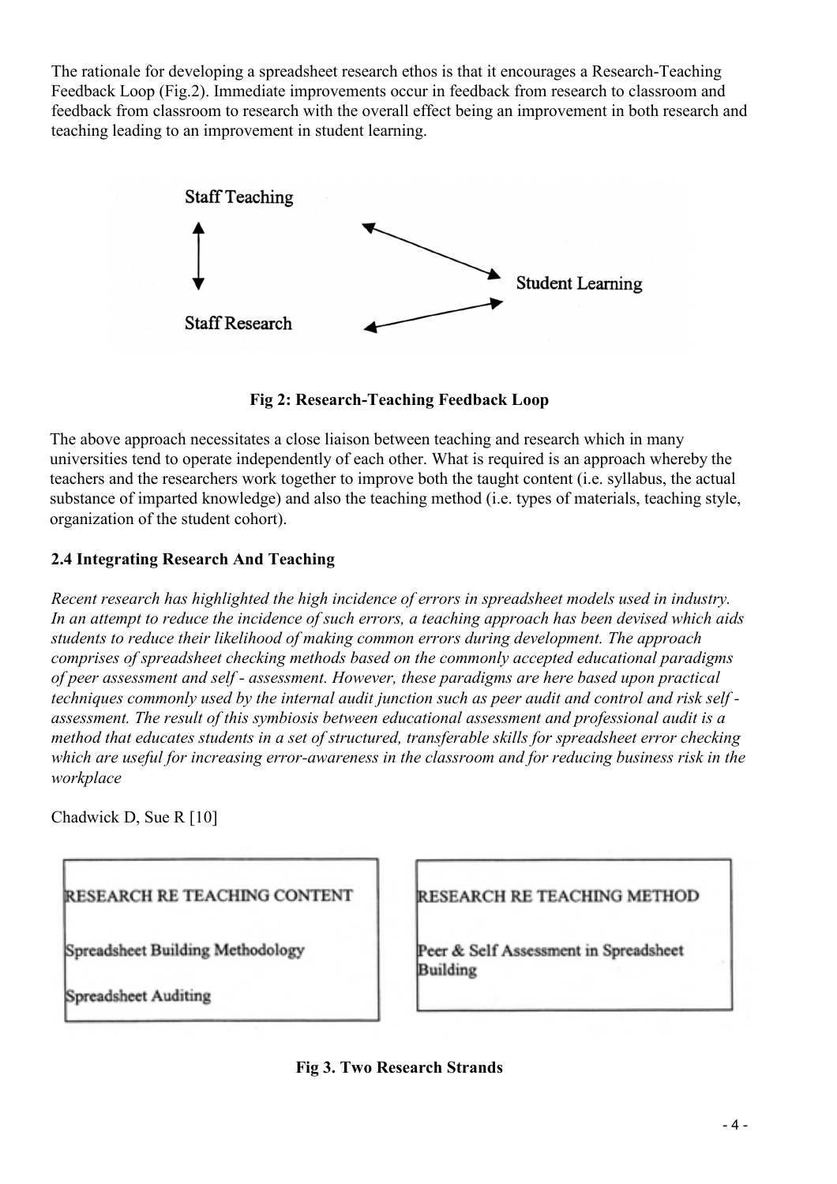The rationale for developing a spreadsheet research ethos is that it encourages a Research-Teaching Feedback Loop (Fig.2). Immediate improvements occur in feedback from research to classroom and feedback from classroom to research with the overall effect being an improvement in both research and teaching leading to an improvement in student learning.

Staff Teaching

Student Learning

Staff Research

**Fig 2: Research-Teaching Feedback Loop**

The above approach necessitates a close liaison between teaching and research which in many universities tend to operate independently of each other. What is required is an approach whereby the teachers and the researchers work together to improve both the taught content (i.e. syllabus, the actual substance of imparted knowledge) and also the teaching method (i.e. types of materials, teaching style, organization of the student cohort).

### 2.4 Integrating Research And Teaching

*Recent research has highlighted the high incidence of errors in spreadsheet models used in industry. In an attempt to reduce the incidence of such errors, a teaching approach has been devised which aids students to reduce their likelihood of making common errors during development. The approach comprises of spreadsheet checking methods based on the commonly accepted educational paradigms of peer assessment and self - assessment. However, these paradigms are here based upon practical techniques commonly used by the internal audit junction such as peer audit and control and risk self - assessment. The result of this symbiosis between educational assessment and professional audit is a method that educates students in a set of structured, transferable skills for spreadsheet error checking which are useful for increasing error-awareness in the classroom and for reducing business risk in the workplace*

Chadwick D, Sue R [10]

| RESEARCH RE TEACHING CONTENT | RESEARCH RE TEACHING METHOD |
| --- | --- |
| Spreadsheet Building Methodology<br>Spreadsheet Auditing | Peer & Self Assessment in Spreadsheet Building |

**Fig 3. Two Research Strands**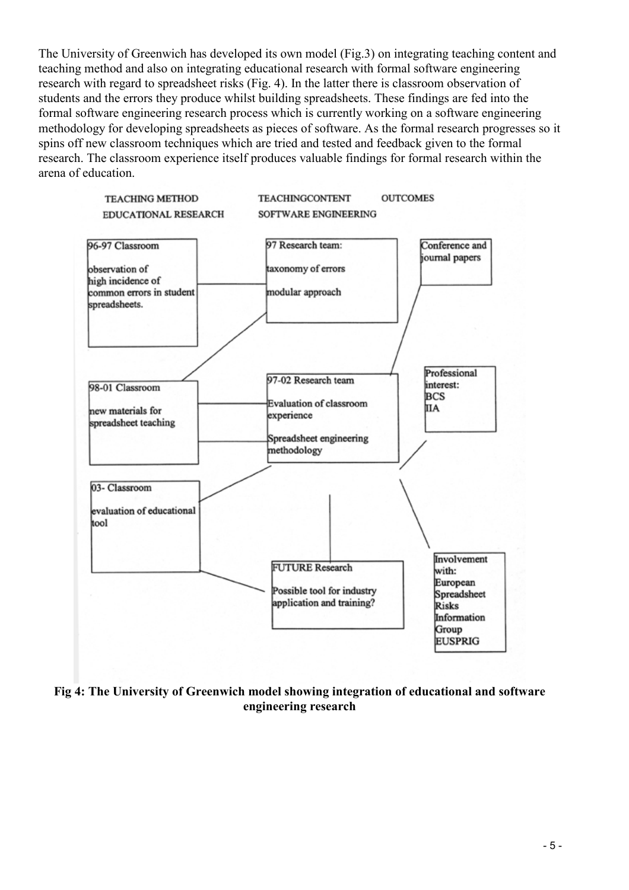The University of Greenwich has developed its own model (Fig.3) on integrating teaching content and teaching method and also on integrating educational research with formal software engineering research with regard to spreadsheet risks (Fig. 4). In the latter there is classroom observation of students and the errors they produce whilst building spreadsheets. These findings are fed into the formal software engineering research process which is currently working on a software engineering methodology for developing spreadsheets as pieces of software. As the formal research progresses so it spins off new classroom techniques which are tried and tested and feedback given to the formal research. The classroom experience itself produces valuable findings for formal research within the arena of education.

TEACHING METHOD — EDUCATIONAL RESEARCH

TEACHINGCONTENT — SOFTWARE ENGINEERING

OUTCOMES

96-97 Classroom

observation of high incidence of common errors in student spreadsheets.

97 Research team:

taxonomy of errors

modular approach

Conference and journal papers

98-01 Classroom

new materials for spreadsheet teaching

97-02 Research team

Evaluation of classroom experience

Spreadsheet engineering methodology

Professional interest: BCS IIA

03- Classroom

evaluation of educational tool

FUTURE Research

Possible tool for industry application and training?

Involvement with: European Spreadsheet Risks Information Group EUSPRIG

**Fig 4: The University of Greenwich model showing integration of educational and software engineering research**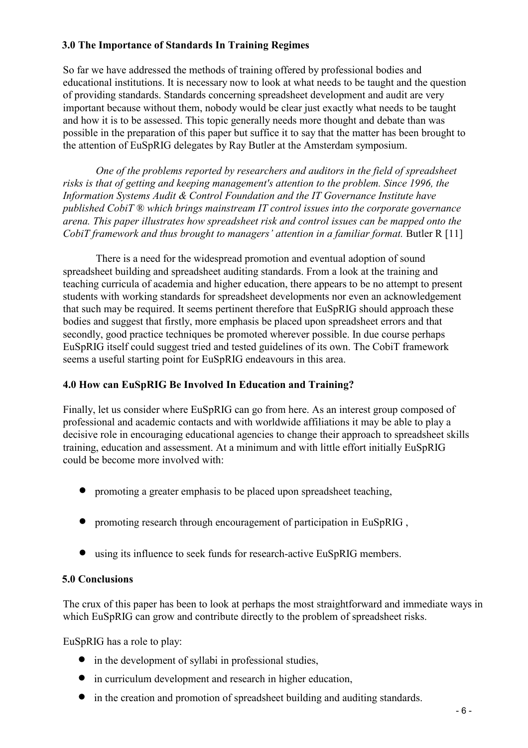### 3.0 The Importance of Standards In Training Regimes

So far we have addressed the methods of training offered by professional bodies and educational institutions. It is necessary now to look at what needs to be taught and the question of providing standards. Standards concerning spreadsheet development and audit are very important because without them, nobody would be clear just exactly what needs to be taught and how it is to be assessed. This topic generally needs more thought and debate than was possible in the preparation of this paper but suffice it to say that the matter has been brought to the attention of EuSpRIG delegates by Ray Butler at the Amsterdam symposium.

*One of the problems reported by researchers and auditors in the field of spreadsheet risks is that of getting and keeping management's attention to the problem. Since 1996, the Information Systems Audit & Control Foundation and the IT Governance Institute have published CobiT ® which brings mainstream IT control issues into the corporate governance arena. This paper illustrates how spreadsheet risk and control issues can be mapped onto the CobiT framework and thus brought to managers' attention in a familiar format.* Butler R [11]

There is a need for the widespread promotion and eventual adoption of sound spreadsheet building and spreadsheet auditing standards. From a look at the training and teaching curricula of academia and higher education, there appears to be no attempt to present students with working standards for spreadsheet developments nor even an acknowledgement that such may be required. It seems pertinent therefore that EuSpRIG should approach these bodies and suggest that firstly, more emphasis be placed upon spreadsheet errors and that secondly, good practice techniques be promoted wherever possible. In due course perhaps EuSpRIG itself could suggest tried and tested guidelines of its own. The CobiT framework seems a useful starting point for EuSpRIG endeavours in this area.

### 4.0 How can EuSpRIG Be Involved In Education and Training?

Finally, let us consider where EuSpRIG can go from here. As an interest group composed of professional and academic contacts and with worldwide affiliations it may be able to play a decisive role in encouraging educational agencies to change their approach to spreadsheet skills training, education and assessment. At a minimum and with little effort initially EuSpRIG could be become more involved with:

- promoting a greater emphasis to be placed upon spreadsheet teaching,
- promoting research through encouragement of participation in EuSpRIG ,
- using its influence to seek funds for research-active EuSpRIG members.

### 5.0 Conclusions

The crux of this paper has been to look at perhaps the most straightforward and immediate ways in which EuSpRIG can grow and contribute directly to the problem of spreadsheet risks.

EuSpRIG has a role to play:

- in the development of syllabi in professional studies,
- in curriculum development and research in higher education,
- in the creation and promotion of spreadsheet building and auditing standards.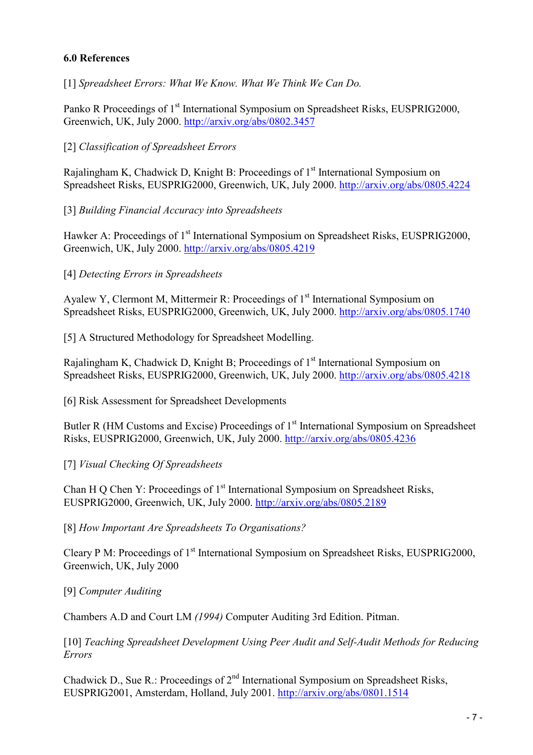**6.0 References**

[1] *Spreadsheet Errors: What We Know. What We Think We Can Do.*

Panko R Proceedings of 1st International Symposium on Spreadsheet Risks, EUSPRIG2000, Greenwich, UK, July 2000. http://arxiv.org/abs/0802.3457

[2] *Classification of Spreadsheet Errors*

Rajalingham K, Chadwick D, Knight B: Proceedings of 1st International Symposium on Spreadsheet Risks, EUSPRIG2000, Greenwich, UK, July 2000. http://arxiv.org/abs/0805.4224

[3] *Building Financial Accuracy into Spreadsheets*

Hawker A: Proceedings of 1st International Symposium on Spreadsheet Risks, EUSPRIG2000, Greenwich, UK, July 2000. http://arxiv.org/abs/0805.4219

[4] *Detecting Errors in Spreadsheets*

Ayalew Y, Clermont M, Mittermeir R: Proceedings of 1st International Symposium on Spreadsheet Risks, EUSPRIG2000, Greenwich, UK, July 2000. http://arxiv.org/abs/0805.1740

[5] A Structured Methodology for Spreadsheet Modelling.

Rajalingham K, Chadwick D, Knight B; Proceedings of 1st International Symposium on Spreadsheet Risks, EUSPRIG2000, Greenwich, UK, July 2000. http://arxiv.org/abs/0805.4218

[6] Risk Assessment for Spreadsheet Developments

Butler R (HM Customs and Excise) Proceedings of 1st International Symposium on Spreadsheet Risks, EUSPRIG2000, Greenwich, UK, July 2000. http://arxiv.org/abs/0805.4236

[7] *Visual Checking Of Spreadsheets*

Chan H Q Chen Y: Proceedings of 1st International Symposium on Spreadsheet Risks, EUSPRIG2000, Greenwich, UK, July 2000. http://arxiv.org/abs/0805.2189

[8] *How Important Are Spreadsheets To Organisations?*

Cleary P M: Proceedings of 1st International Symposium on Spreadsheet Risks, EUSPRIG2000, Greenwich, UK, July 2000

[9] *Computer Auditing*

Chambers A.D and Court LM *(1994)* Computer Auditing 3rd Edition. Pitman.

[10] *Teaching Spreadsheet Development Using Peer Audit and Self-Audit Methods for Reducing Errors*

Chadwick D., Sue R.: Proceedings of 2nd International Symposium on Spreadsheet Risks, EUSPRIG2001, Amsterdam, Holland, July 2001. http://arxiv.org/abs/0801.1514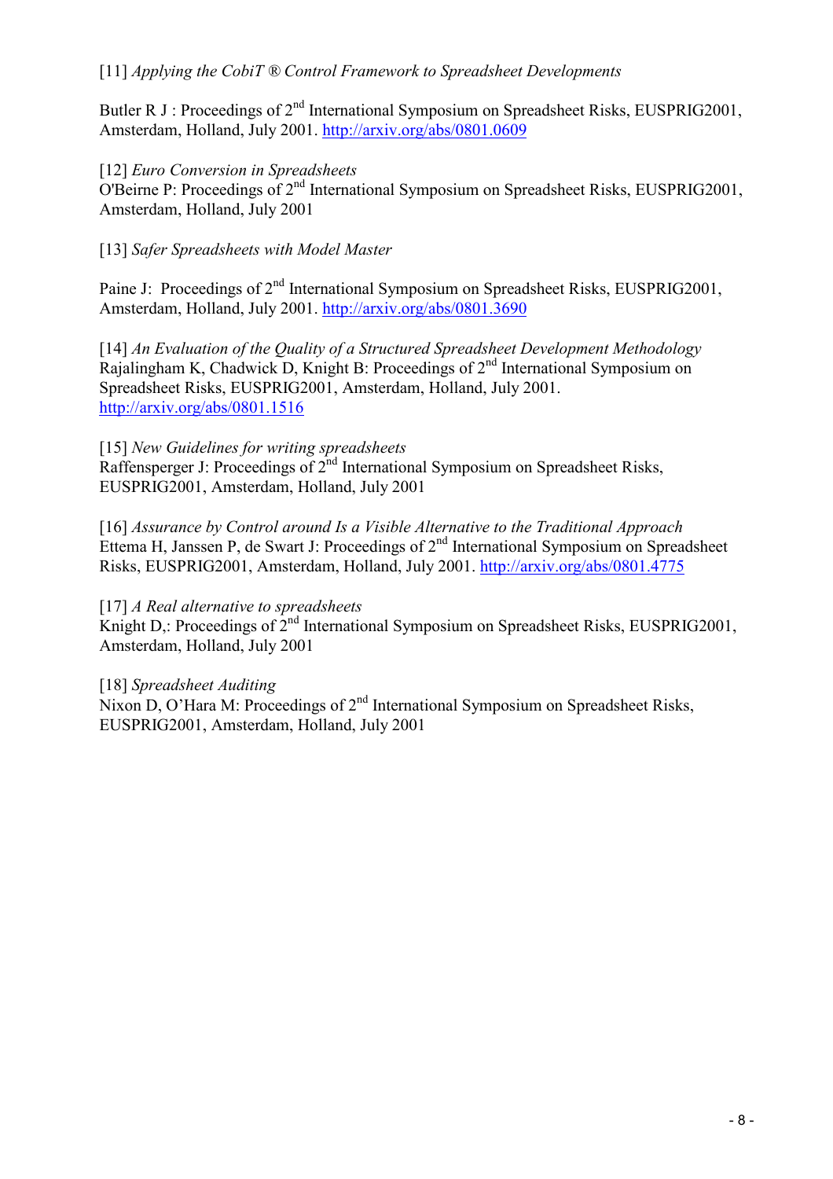[11] *Applying the CobiT ® Control Framework to Spreadsheet Developments*

Butler R J : Proceedings of 2nd International Symposium on Spreadsheet Risks, EUSPRIG2001, Amsterdam, Holland, July 2001. http://arxiv.org/abs/0801.0609

[12] *Euro Conversion in Spreadsheets*
O'Beirne P: Proceedings of 2nd International Symposium on Spreadsheet Risks, EUSPRIG2001, Amsterdam, Holland, July 2001

[13] *Safer Spreadsheets with Model Master*

Paine J: Proceedings of 2nd International Symposium on Spreadsheet Risks, EUSPRIG2001, Amsterdam, Holland, July 2001. http://arxiv.org/abs/0801.3690

[14] *An Evaluation of the Quality of a Structured Spreadsheet Development Methodology*
Rajalingham K, Chadwick D, Knight B: Proceedings of 2nd International Symposium on Spreadsheet Risks, EUSPRIG2001, Amsterdam, Holland, July 2001. http://arxiv.org/abs/0801.1516

[15] *New Guidelines for writing spreadsheets*
Raffensperger J: Proceedings of 2nd International Symposium on Spreadsheet Risks, EUSPRIG2001, Amsterdam, Holland, July 2001

[16] *Assurance by Control around Is a Visible Alternative to the Traditional Approach*
Ettema H, Janssen P, de Swart J: Proceedings of 2nd International Symposium on Spreadsheet Risks, EUSPRIG2001, Amsterdam, Holland, July 2001. http://arxiv.org/abs/0801.4775

[17] *A Real alternative to spreadsheets*
Knight D,: Proceedings of 2nd International Symposium on Spreadsheet Risks, EUSPRIG2001, Amsterdam, Holland, July 2001

[18] *Spreadsheet Auditing*
Nixon D, O'Hara M: Proceedings of 2nd International Symposium on Spreadsheet Risks, EUSPRIG2001, Amsterdam, Holland, July 2001